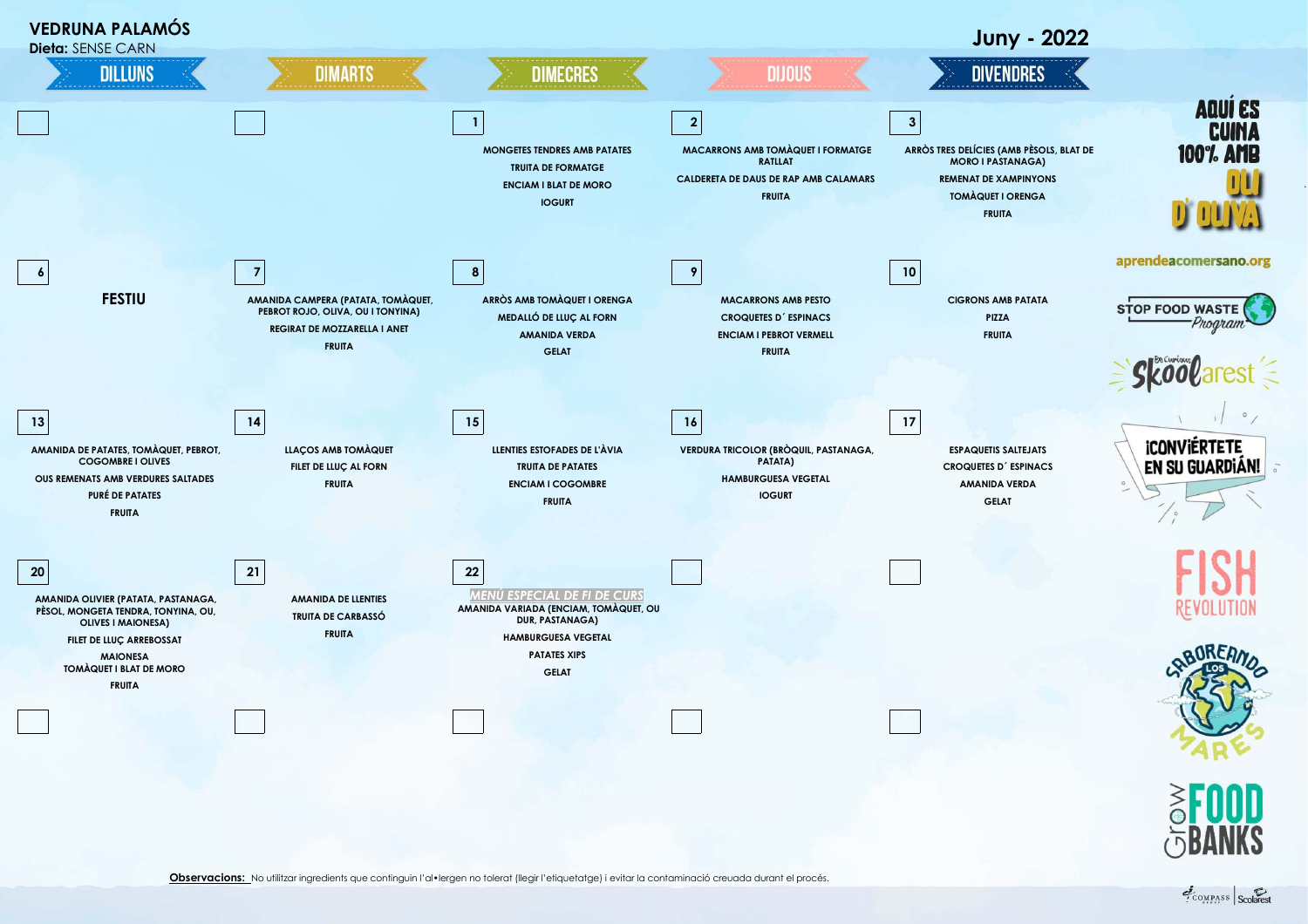# VEDRUNA PALAMÓS

**Dieta:** SENSE CARN

## Juny - 2022

| DILLUNS | DIMARTS | DIMECRES | DIJOUS | DIVENDRES |
|---|---|---|---|---|
| | | **1**<br>MONGETES TENDRES AMB PATATES<br>TRUITA DE FORMATGE<br>ENCIAM I BLAT DE MORO<br>IOGURT | **2**<br>MACARRONS AMB TOMÀQUET I FORMATGE RATLLAT<br>CALDERETA DE DAUS DE RAP AMB CALAMARS<br>FRUITA | **3**<br>ARRÒS TRES DELÍCIES (AMB PÈSOLS, BLAT DE MORO I PASTANAGA)<br>REMENAT DE XAMPINYONS<br>TOMÀQUET I ORENGA<br>FRUITA |
| **6**<br>FESTIU | **7**<br>AMANIDA CAMPERA (PATATA, TOMÀQUET, PEBROT ROJO, OLIVA, OU I TONYINA)<br>REGIRAT DE MOZZARELLA I ANET<br>FRUITA | **8**<br>ARRÒS AMB TOMÀQUET I ORENGA<br>MEDALLÓ DE LLUÇ AL FORN<br>AMANIDA VERDA<br>GELAT | **9**<br>MACARRONS AMB PESTO<br>CROQUETES D´ ESPINACS<br>ENCIAM I PEBROT VERMELL<br>FRUITA | **10**<br>CIGRONS AMB PATATA<br>PIZZA<br>FRUITA |
| **13**<br>AMANIDA DE PATATES, TOMÀQUET, PEBROT, COGOMBRE I OLIVES<br>OUS REMENATS AMB VERDURES SALTADES<br>PURÉ DE PATATES<br>FRUITA | **14**<br>LLAÇOS AMB TOMÀQUET<br>FILET DE LLUÇ AL FORN<br>FRUITA | **15**<br>LLENTIES ESTOFADES DE L'ÀVIA<br>TRUITA DE PATATES<br>ENCIAM I COGOMBRE<br>FRUITA | **16**<br>VERDURA TRICOLOR (BRÒQUIL, PASTANAGA, PATATA)<br>HAMBURGUESA VEGETAL<br>IOGURT | **17**<br>ESPAQUETIS SALTEJATS<br>CROQUETES D´ ESPINACS<br>AMANIDA VERDA<br>GELAT |
| **20**<br>AMANIDA OLIVIER (PATATA, PASTANAGA, PÈSOL, MONGETA TENDRA, TONYINA, OU, OLIVES I MAIONESA)<br>FILET DE LLUÇ ARREBOSSAT<br>MAIONESA<br>TOMÀQUET I BLAT DE MORO<br>FRUITA | **21**<br>AMANIDA DE LLENTIES<br>TRUITA DE CARBASSÓ<br>FRUITA | **22**<br>*MENÚ ESPECIAL DE FI DE CURS*<br>AMANIDA VARIADA (ENCIAM, TOMÀQUET, OU DUR, PASTANAGA)<br>HAMBURGUESA VEGETAL<br>PATATES XIPS<br>GELAT | | |
| | | | | |

AQUÍ ES CUINA 100% AMB OLI D'OLIVA

aprendeacomersano.org

STOP FOOD WASTE Program

Skoolarest

¡CONVIÉRTETE EN SU GUARDIÁN!

FISH REVOLUTION

SABOREANDO LOS MARES

GROW FOOD BANKS

**Observacions:** No utilitzar ingredients que continguin l'al•lergen no tolerat (llegir l'etiquetatge) i evitar la contaminació creuada durant el procés.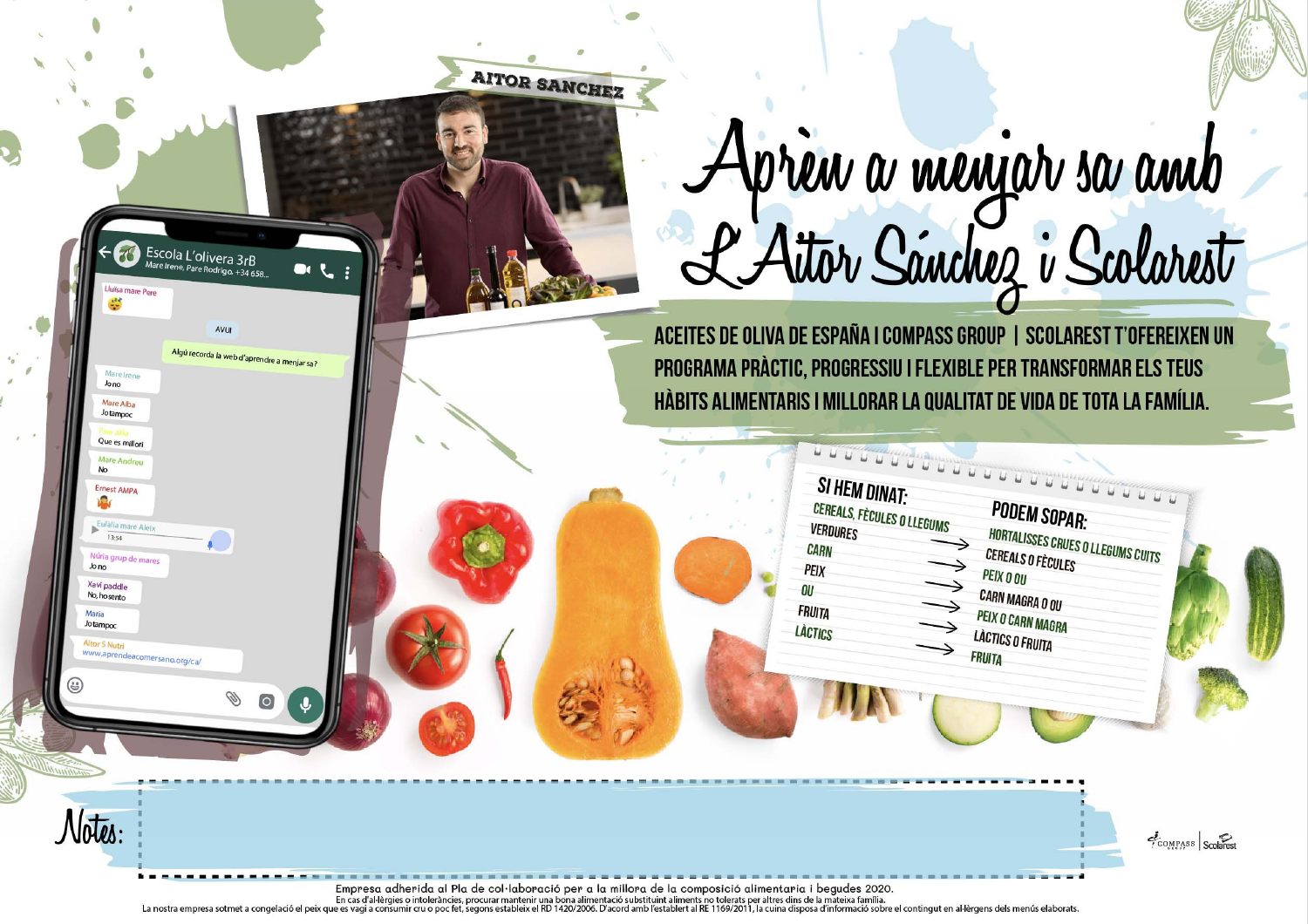# Aprèn a menjar sa amb L'Aitor Sánchez i Scolarest

**ACEITES DE OLIVA DE ESPAÑA I COMPASS GROUP | SCOLAREST T'OFEREIXEN UN PROGRAMA PRÀCTIC, PROGRESSIU I FLEXIBLE PER TRANSFORMAR ELS TEUS HÀBITS ALIMENTARIS I MILLORAR LA QUALITAT DE VIDA DE TOTA LA FAMÍLIA.**

| SI HEM DINAT: | | PODEM SOPAR: |
|---|---|---|
| CEREALS, FÈCULES O LLEGUMS | → | HORTALISSES CRUES O LLEGUMS CUITS |
| VERDURES | → | CEREALS O FÈCULES |
| CARN | → | PEIX O OU |
| PEIX | → | CARN MAGRA O OU |
| OU | → | PEIX O CARN MAGRA |
| FRUITA | → | LÀCTICS O FRUITA |
| LÀCTICS | → | FRUITA |

AITOR SANCHEZ

Escola L'olivera 3rB
Mare Irene, Pare Rodrigo, +34 658...

Lluïsa mare Pere

AVUI

Algú recorda la web d'aprendre a menjar sa?

Mare Irene: Jo no

Mare Alba: Jo tampoc

Pare Júlia: Que es millori

Mare Andreu: No

Ernest AMPA

Eulàlia mare Aleix: 13:54

Núria grup de mares: Jo no

Xavi paddle: No, ho sento

Maria: Jo tampoc

Aitor S Nutri: www.aprendeacomersano.org/ca/

Notes:

Empresa adherida al Pla de col·laboració per a la millora de la composició alimentaria i begudes 2020.

En cas d'al·lèrgies o intoleràncies, procurar mantenir una bona alimentació substituint aliments no tolerats per altres dins de la mateixa família.

La nostra empresa sotmet a congelació el peix que es vagi a consumir cru o poc fet, segons estableix el RD 1420/2006. D'acord amb l'establert al RE 1169/2011, la cuina disposa d'informació sobre el contingut en al·lèrgens dels menús elaborats.